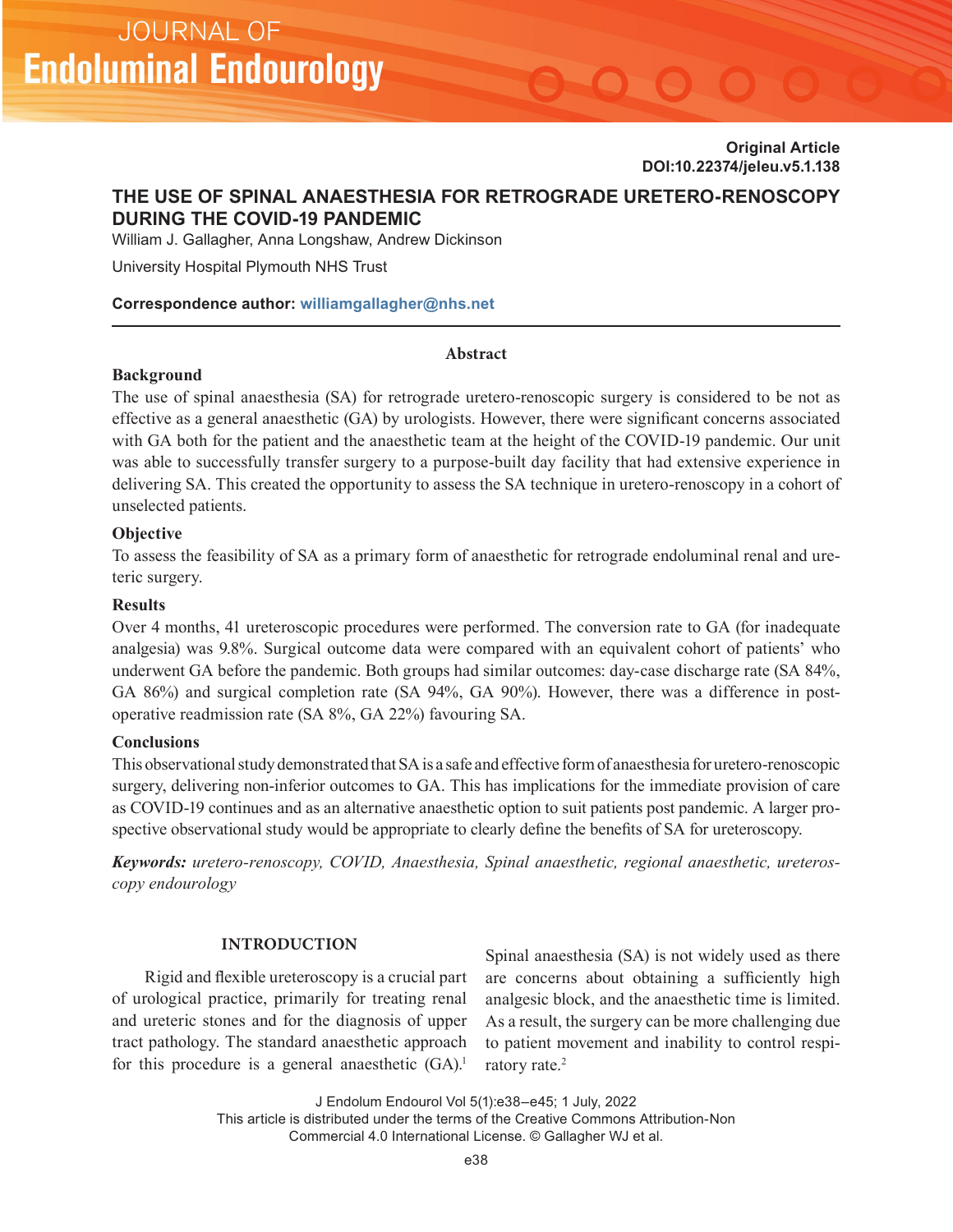Original Article
DOI:10.22374/jeleu.v5.1.138

# THE USE OF SPINAL ANAESTHESIA FOR RETROGRADE URETERO-RENOSCOPY DURING THE COVID-19 PANDEMIC

William J. Gallagher, Anna Longshaw, Andrew Dickinson

University Hospital Plymouth NHS Trust

**Correspondence author:** williamgallagher@nhs.net

## Abstract

### Background

The use of spinal anaesthesia (SA) for retrograde uretero-renoscopic surgery is considered to be not as effective as a general anaesthetic (GA) by urologists. However, there were significant concerns associated with GA both for the patient and the anaesthetic team at the height of the COVID-19 pandemic. Our unit was able to successfully transfer surgery to a purpose-built day facility that had extensive experience in delivering SA. This created the opportunity to assess the SA technique in uretero-renoscopy in a cohort of unselected patients.

### Objective

To assess the feasibility of SA as a primary form of anaesthetic for retrograde endoluminal renal and ureteric surgery.

### Results

Over 4 months, 41 ureteroscopic procedures were performed. The conversion rate to GA (for inadequate analgesia) was 9.8%. Surgical outcome data were compared with an equivalent cohort of patients' who underwent GA before the pandemic. Both groups had similar outcomes: day-case discharge rate (SA 84%, GA 86%) and surgical completion rate (SA 94%, GA 90%). However, there was a difference in post-operative readmission rate (SA 8%, GA 22%) favouring SA.

### Conclusions

This observational study demonstrated that SA is a safe and effective form of anaesthesia for uretero-renoscopic surgery, delivering non-inferior outcomes to GA. This has implications for the immediate provision of care as COVID-19 continues and as an alternative anaesthetic option to suit patients post pandemic. A larger prospective observational study would be appropriate to clearly define the benefits of SA for ureteroscopy.

***Keywords:*** *uretero-renoscopy, COVID, Anaesthesia, Spinal anaesthetic, regional anaesthetic, ureteroscopy endourology*

## INTRODUCTION

Rigid and flexible ureteroscopy is a crucial part of urological practice, primarily for treating renal and ureteric stones and for the diagnosis of upper tract pathology. The standard anaesthetic approach for this procedure is a general anaesthetic (GA).[1] Spinal anaesthesia (SA) is not widely used as there are concerns about obtaining a sufficiently high analgesic block, and the anaesthetic time is limited. As a result, the surgery can be more challenging due to patient movement and inability to control respiratory rate.[2]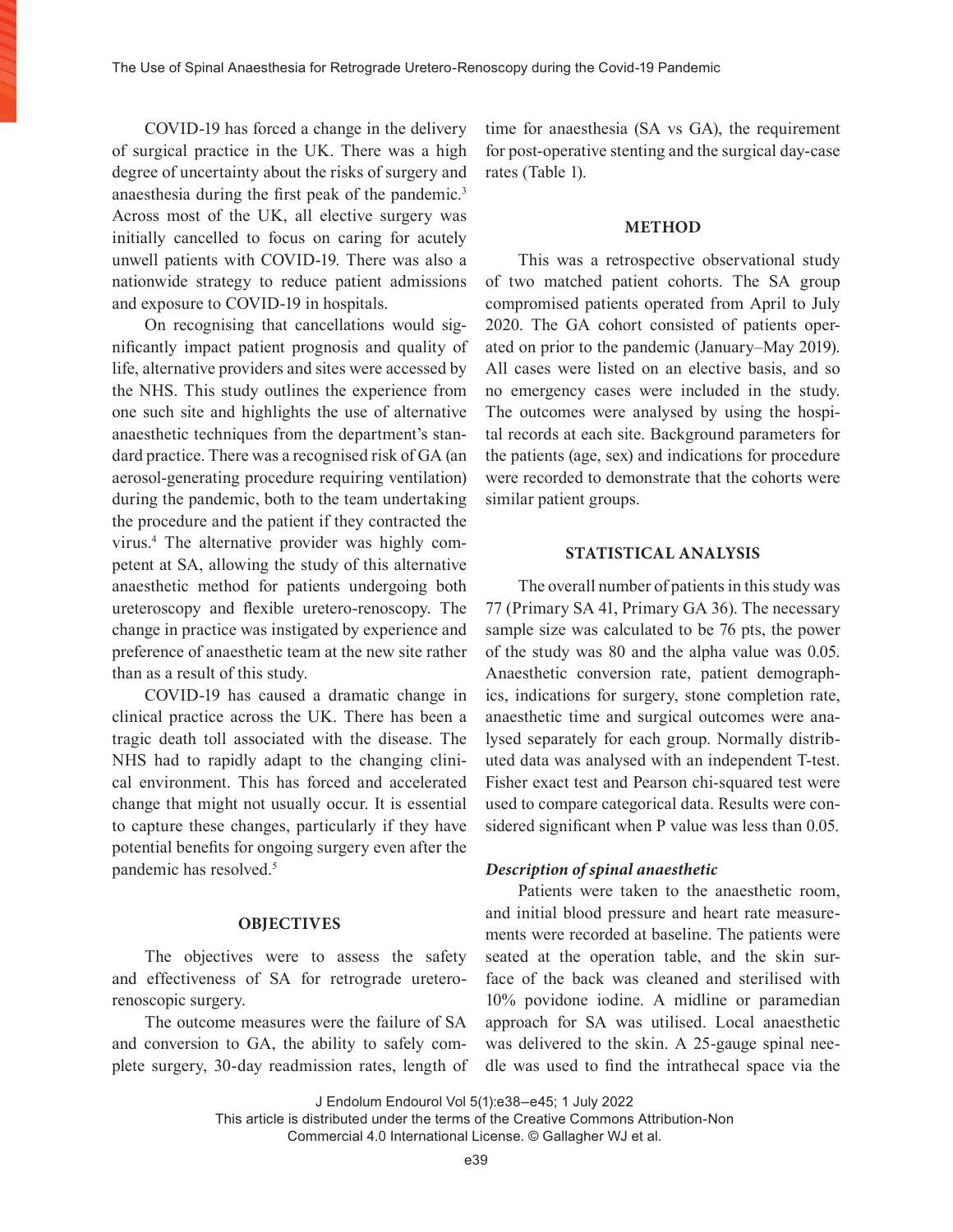COVID-19 has forced a change in the delivery of surgical practice in the UK. There was a high degree of uncertainty about the risks of surgery and anaesthesia during the first peak of the pandemic.[3] Across most of the UK, all elective surgery was initially cancelled to focus on caring for acutely unwell patients with COVID-19. There was also a nationwide strategy to reduce patient admissions and exposure to COVID-19 in hospitals.

On recognising that cancellations would significantly impact patient prognosis and quality of life, alternative providers and sites were accessed by the NHS. This study outlines the experience from one such site and highlights the use of alternative anaesthetic techniques from the department's standard practice. There was a recognised risk of GA (an aerosol-generating procedure requiring ventilation) during the pandemic, both to the team undertaking the procedure and the patient if they contracted the virus.[4] The alternative provider was highly competent at SA, allowing the study of this alternative anaesthetic method for patients undergoing both ureteroscopy and flexible uretero-renoscopy. The change in practice was instigated by experience and preference of anaesthetic team at the new site rather than as a result of this study.

COVID-19 has caused a dramatic change in clinical practice across the UK. There has been a tragic death toll associated with the disease. The NHS had to rapidly adapt to the changing clinical environment. This has forced and accelerated change that might not usually occur. It is essential to capture these changes, particularly if they have potential benefits for ongoing surgery even after the pandemic has resolved.[5]

## OBJECTIVES

The objectives were to assess the safety and effectiveness of SA for retrograde uretero-renoscopic surgery.

The outcome measures were the failure of SA and conversion to GA, the ability to safely complete surgery, 30-day readmission rates, length of time for anaesthesia (SA vs GA), the requirement for post-operative stenting and the surgical day-case rates (Table 1).

## METHOD

This was a retrospective observational study of two matched patient cohorts. The SA group compromised patients operated from April to July 2020. The GA cohort consisted of patients operated on prior to the pandemic (January–May 2019). All cases were listed on an elective basis, and so no emergency cases were included in the study. The outcomes were analysed by using the hospital records at each site. Background parameters for the patients (age, sex) and indications for procedure were recorded to demonstrate that the cohorts were similar patient groups.

## STATISTICAL ANALYSIS

The overall number of patients in this study was 77 (Primary SA 41, Primary GA 36). The necessary sample size was calculated to be 76 pts, the power of the study was 80 and the alpha value was 0.05. Anaesthetic conversion rate, patient demographics, indications for surgery, stone completion rate, anaesthetic time and surgical outcomes were analysed separately for each group. Normally distributed data was analysed with an independent T-test. Fisher exact test and Pearson chi-squared test were used to compare categorical data. Results were considered significant when P value was less than 0.05.

### *Description of spinal anaesthetic*

Patients were taken to the anaesthetic room, and initial blood pressure and heart rate measurements were recorded at baseline. The patients were seated at the operation table, and the skin surface of the back was cleaned and sterilised with 10% povidone iodine. A midline or paramedian approach for SA was utilised. Local anaesthetic was delivered to the skin. A 25-gauge spinal needle was used to find the intrathecal space via the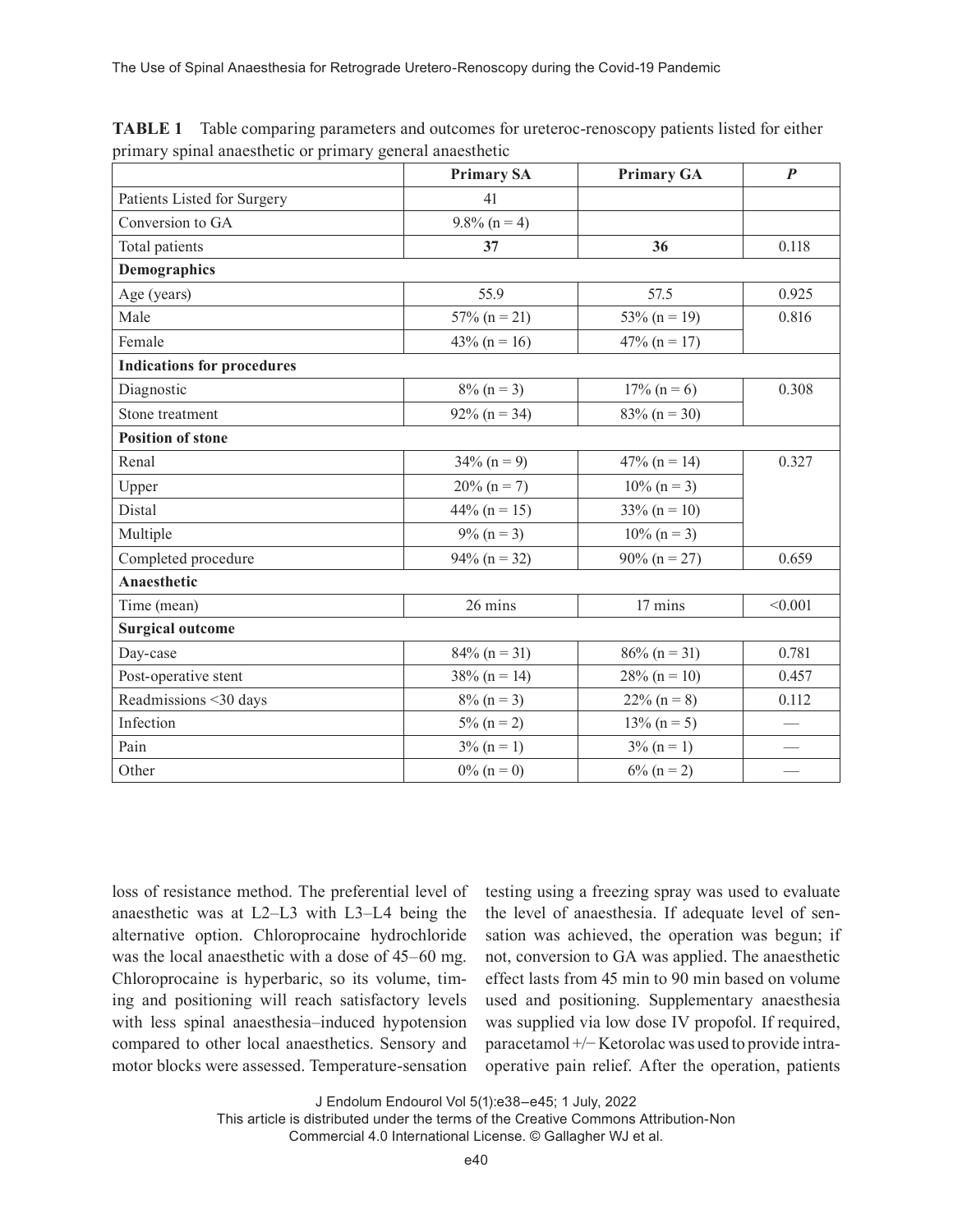**TABLE 1** Table comparing parameters and outcomes for ureteroc-renoscopy patients listed for either primary spinal anaesthetic or primary general anaesthetic

| | Primary SA | Primary GA | *P* |
|---|---|---|---|
| Patients Listed for Surgery | 41 | | |
| Conversion to GA | 9.8% (n = 4) | | |
| Total patients | **37** | **36** | 0.118 |
| **Demographics** | | | |
| Age (years) | 55.9 | 57.5 | 0.925 |
| Male | 57% (n = 21) | 53% (n = 19) | 0.816 |
| Female | 43% (n = 16) | 47% (n = 17) | |
| **Indications for procedures** | | | |
| Diagnostic | 8% (n = 3) | 17% (n = 6) | 0.308 |
| Stone treatment | 92% (n = 34) | 83% (n = 30) | |
| **Position of stone** | | | |
| Renal | 34% (n = 9) | 47% (n = 14) | 0.327 |
| Upper | 20% (n = 7) | 10% (n = 3) | |
| Distal | 44% (n = 15) | 33% (n = 10) | |
| Multiple | 9% (n = 3) | 10% (n = 3) | |
| Completed procedure | 94% (n = 32) | 90% (n = 27) | 0.659 |
| **Anaesthetic** | | | |
| Time (mean) | 26 mins | 17 mins | <0.001 |
| **Surgical outcome** | | | |
| Day-case | 84% (n = 31) | 86% (n = 31) | 0.781 |
| Post-operative stent | 38% (n = 14) | 28% (n = 10) | 0.457 |
| Readmissions <30 days | 8% (n = 3) | 22% (n = 8) | 0.112 |
| Infection | 5% (n = 2) | 13% (n = 5) | — |
| Pain | 3% (n = 1) | 3% (n = 1) | — |
| Other | 0% (n = 0) | 6% (n = 2) | — |

loss of resistance method. The preferential level of anaesthetic was at L2–L3 with L3–L4 being the alternative option. Chloroprocaine hydrochloride was the local anaesthetic with a dose of 45–60 mg. Chloroprocaine is hyperbaric, so its volume, timing and positioning will reach satisfactory levels with less spinal anaesthesia–induced hypotension compared to other local anaesthetics. Sensory and motor blocks were assessed. Temperature-sensation testing using a freezing spray was used to evaluate the level of anaesthesia. If adequate level of sensation was achieved, the operation was begun; if not, conversion to GA was applied. The anaesthetic effect lasts from 45 min to 90 min based on volume used and positioning. Supplementary anaesthesia was supplied via low dose IV propofol. If required, paracetamol +/− Ketorolac was used to provide intra-operative pain relief. After the operation, patients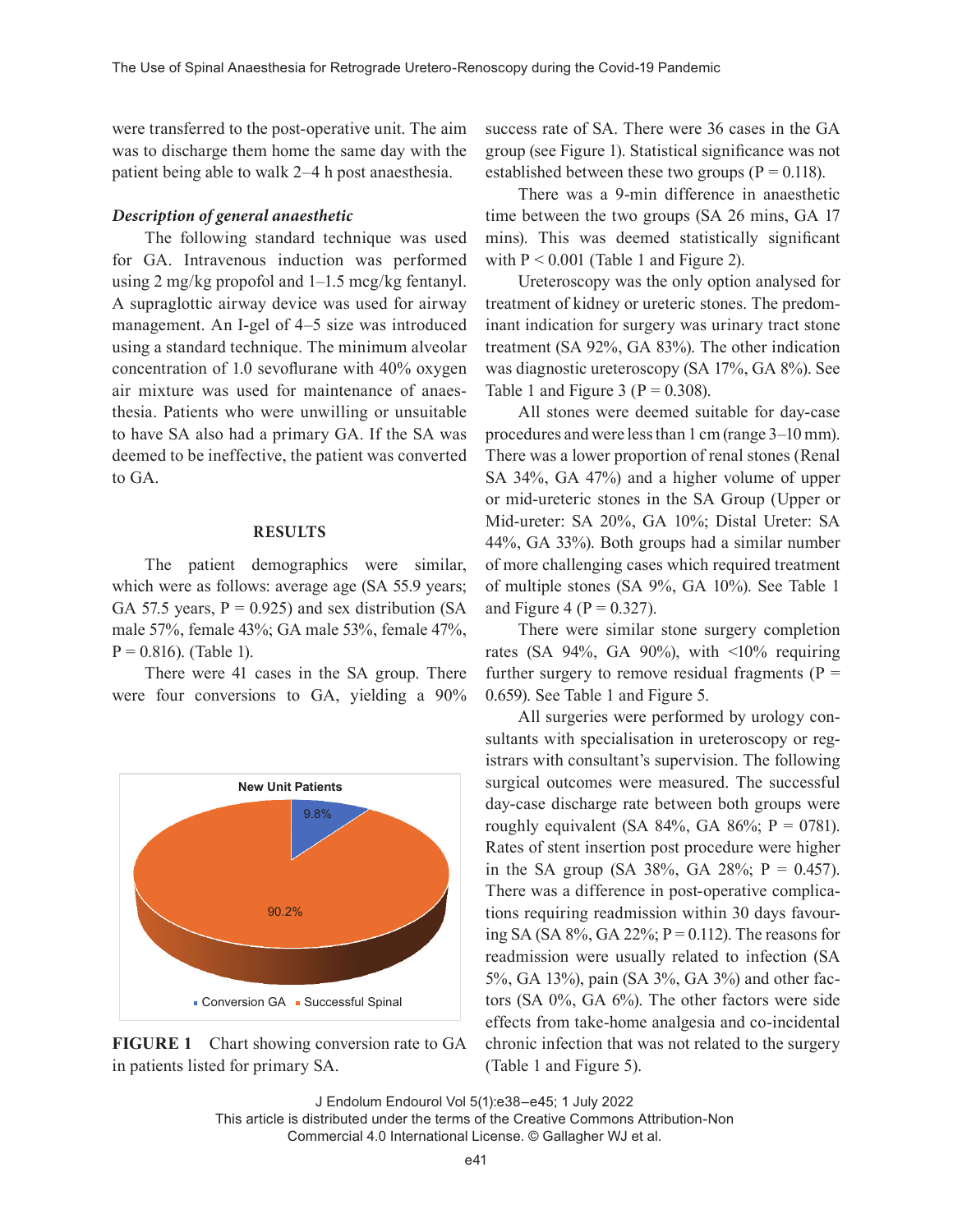were transferred to the post-operative unit. The aim was to discharge them home the same day with the patient being able to walk 2–4 h post anaesthesia.

### *Description of general anaesthetic*

The following standard technique was used for GA. Intravenous induction was performed using 2 mg/kg propofol and 1–1.5 mcg/kg fentanyl. A supraglottic airway device was used for airway management. An I-gel of 4–5 size was introduced using a standard technique. The minimum alveolar concentration of 1.0 sevoflurane with 40% oxygen air mixture was used for maintenance of anaesthesia. Patients who were unwilling or unsuitable to have SA also had a primary GA. If the SA was deemed to be ineffective, the patient was converted to GA.

## RESULTS

The patient demographics were similar, which were as follows: average age (SA 55.9 years; GA 57.5 years, P = 0.925) and sex distribution (SA male 57%, female 43%; GA male 53%, female 47%, P = 0.816). (Table 1).

There were 41 cases in the SA group. There were four conversions to GA, yielding a 90% success rate of SA. There were 36 cases in the GA group (see Figure 1). Statistical significance was not established between these two groups (P = 0.118).

**FIGURE 1** Chart showing conversion rate to GA in patients listed for primary SA.

There was a 9-min difference in anaesthetic time between the two groups (SA 26 mins, GA 17 mins). This was deemed statistically significant with P < 0.001 (Table 1 and Figure 2).

Ureteroscopy was the only option analysed for treatment of kidney or ureteric stones. The predominant indication for surgery was urinary tract stone treatment (SA 92%, GA 83%). The other indication was diagnostic ureteroscopy (SA 17%, GA 8%). See Table 1 and Figure 3 (P = 0.308).

All stones were deemed suitable for day-case procedures and were less than 1 cm (range 3–10 mm). There was a lower proportion of renal stones (Renal SA 34%, GA 47%) and a higher volume of upper or mid-ureteric stones in the SA Group (Upper or Mid-ureter: SA 20%, GA 10%; Distal Ureter: SA 44%, GA 33%). Both groups had a similar number of more challenging cases which required treatment of multiple stones (SA 9%, GA 10%). See Table 1 and Figure 4 (P = 0.327).

There were similar stone surgery completion rates (SA 94%, GA 90%), with <10% requiring further surgery to remove residual fragments (P = 0.659). See Table 1 and Figure 5.

All surgeries were performed by urology consultants with specialisation in ureteroscopy or registrars with consultant's supervision. The following surgical outcomes were measured. The successful day-case discharge rate between both groups were roughly equivalent (SA 84%, GA 86%; P = 0781). Rates of stent insertion post procedure were higher in the SA group (SA 38%, GA 28%; P = 0.457). There was a difference in post-operative complications requiring readmission within 30 days favouring SA (SA 8%, GA 22%; P = 0.112). The reasons for readmission were usually related to infection (SA 5%, GA 13%), pain (SA 3%, GA 3%) and other factors (SA 0%, GA 6%). The other factors were side effects from take-home analgesia and co-incidental chronic infection that was not related to the surgery (Table 1 and Figure 5).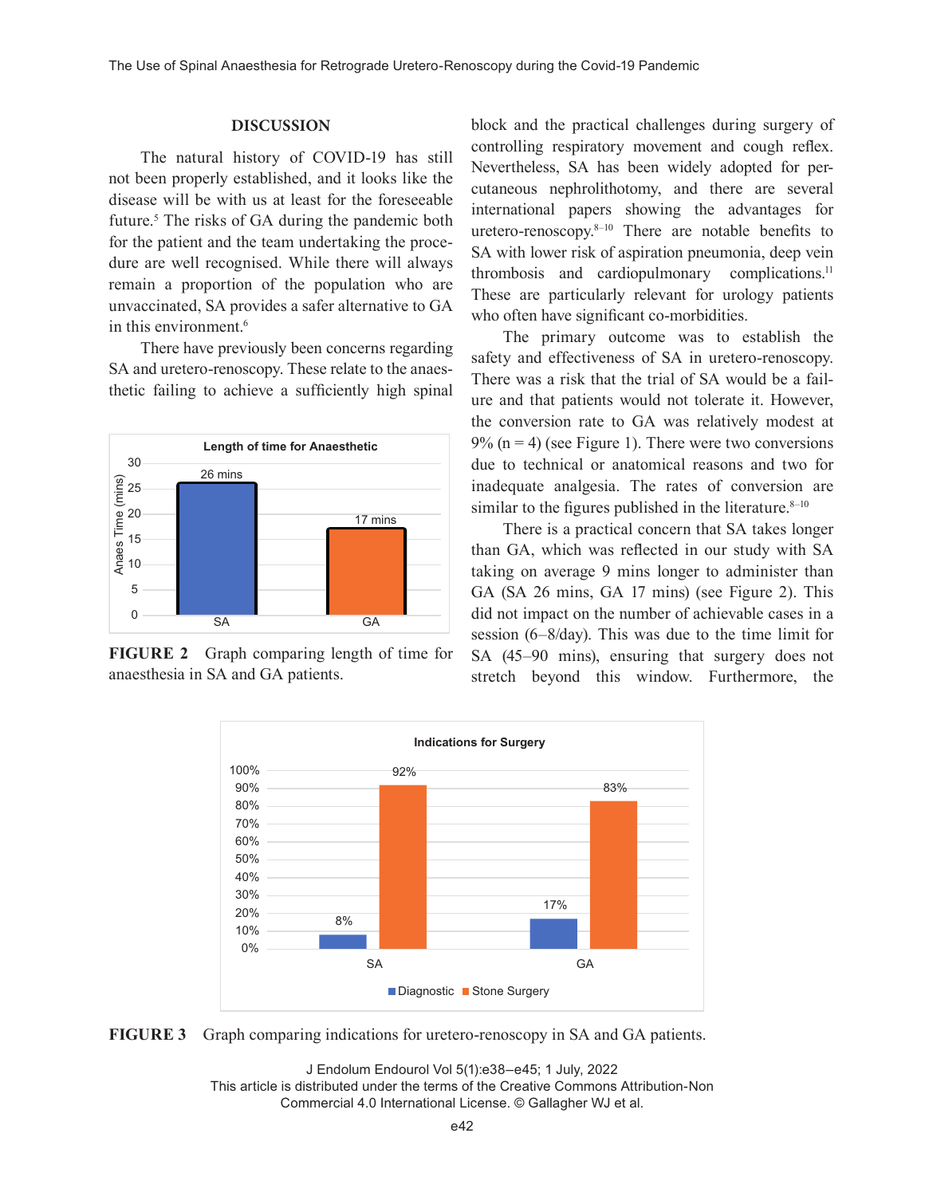## DISCUSSION

The natural history of COVID-19 has still not been properly established, and it looks like the disease will be with us at least for the foreseeable future.[5] The risks of GA during the pandemic both for the patient and the team undertaking the procedure are well recognised. While there will always remain a proportion of the population who are unvaccinated, SA provides a safer alternative to GA in this environment.[6]

There have previously been concerns regarding SA and uretero-renoscopy. These relate to the anaesthetic failing to achieve a sufficiently high spinal block and the practical challenges during surgery of controlling respiratory movement and cough reflex. Nevertheless, SA has been widely adopted for percutaneous nephrolithotomy, and there are several international papers showing the advantages for uretero-renoscopy.[8–10] There are notable benefits to SA with lower risk of aspiration pneumonia, deep vein thrombosis and cardiopulmonary complications.[11] These are particularly relevant for urology patients who often have significant co-morbidities.

**FIGURE 2** Graph comparing length of time for anaesthesia in SA and GA patients.

The primary outcome was to establish the safety and effectiveness of SA in uretero-renoscopy. There was a risk that the trial of SA would be a failure and that patients would not tolerate it. However, the conversion rate to GA was relatively modest at 9% (n = 4) (see Figure 1). There were two conversions due to technical or anatomical reasons and two for inadequate analgesia. The rates of conversion are similar to the figures published in the literature.[8–10]

There is a practical concern that SA takes longer than GA, which was reflected in our study with SA taking on average 9 mins longer to administer than GA (SA 26 mins, GA 17 mins) (see Figure 2). This did not impact on the number of achievable cases in a session (6–8/day). This was due to the time limit for SA (45–90 mins), ensuring that surgery does not stretch beyond this window. Furthermore, the

**FIGURE 3** Graph comparing indications for uretero-renoscopy in SA and GA patients.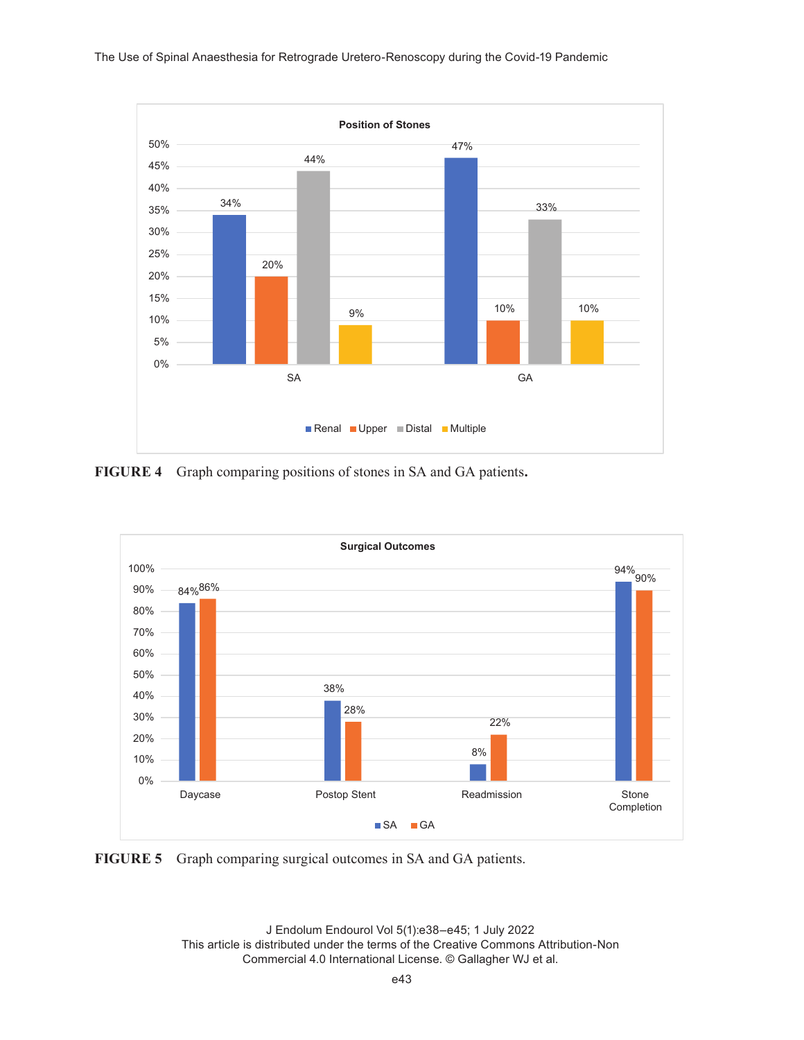FIGURE 4 Graph comparing positions of stones in SA and GA patients.

FIGURE 5 Graph comparing surgical outcomes in SA and GA patients.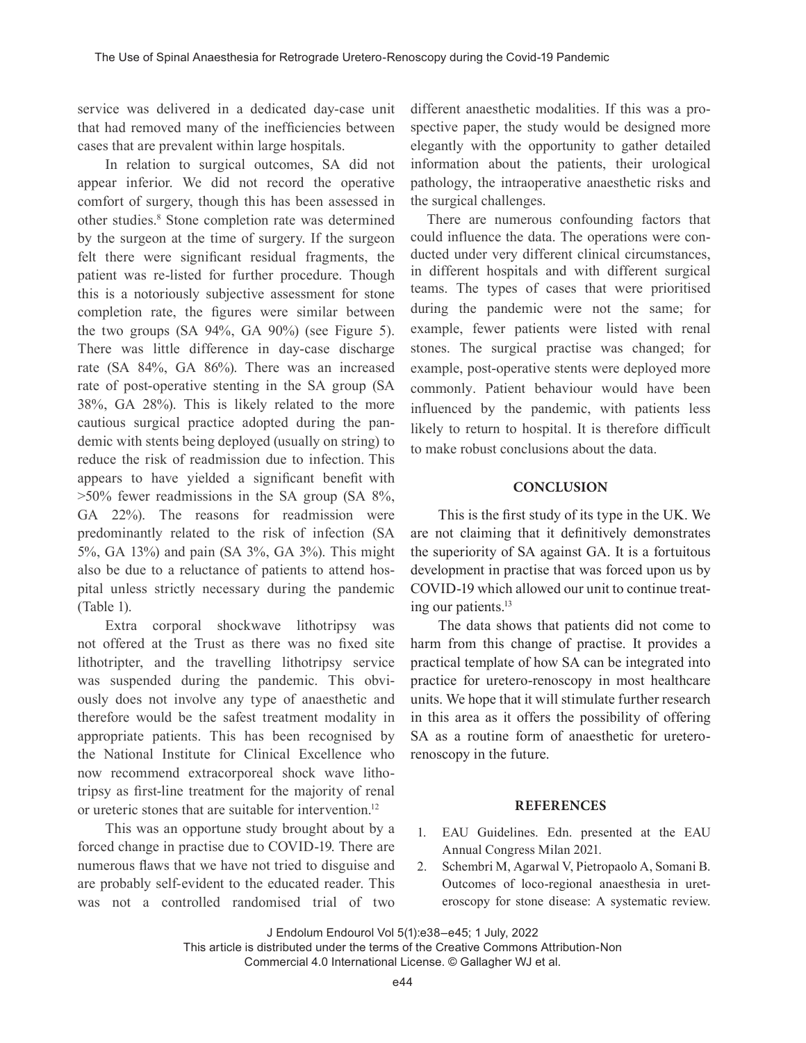service was delivered in a dedicated day-case unit that had removed many of the inefficiencies between cases that are prevalent within large hospitals.

In relation to surgical outcomes, SA did not appear inferior. We did not record the operative comfort of surgery, though this has been assessed in other studies.[8] Stone completion rate was determined by the surgeon at the time of surgery. If the surgeon felt there were significant residual fragments, the patient was re-listed for further procedure. Though this is a notoriously subjective assessment for stone completion rate, the figures were similar between the two groups (SA 94%, GA 90%) (see Figure 5). There was little difference in day-case discharge rate (SA 84%, GA 86%). There was an increased rate of post-operative stenting in the SA group (SA 38%, GA 28%). This is likely related to the more cautious surgical practice adopted during the pandemic with stents being deployed (usually on string) to reduce the risk of readmission due to infection. This appears to have yielded a significant benefit with >50% fewer readmissions in the SA group (SA 8%, GA 22%). The reasons for readmission were predominantly related to the risk of infection (SA 5%, GA 13%) and pain (SA 3%, GA 3%). This might also be due to a reluctance of patients to attend hospital unless strictly necessary during the pandemic (Table 1).

Extra corporal shockwave lithotripsy was not offered at the Trust as there was no fixed site lithotripter, and the travelling lithotripsy service was suspended during the pandemic. This obviously does not involve any type of anaesthetic and therefore would be the safest treatment modality in appropriate patients. This has been recognised by the National Institute for Clinical Excellence who now recommend extracorporeal shock wave lithotripsy as first-line treatment for the majority of renal or ureteric stones that are suitable for intervention.[12]

This was an opportune study brought about by a forced change in practise due to COVID-19. There are numerous flaws that we have not tried to disguise and are probably self-evident to the educated reader. This was not a controlled randomised trial of two different anaesthetic modalities. If this was a prospective paper, the study would be designed more elegantly with the opportunity to gather detailed information about the patients, their urological pathology, the intraoperative anaesthetic risks and the surgical challenges.

There are numerous confounding factors that could influence the data. The operations were conducted under very different clinical circumstances, in different hospitals and with different surgical teams. The types of cases that were prioritised during the pandemic were not the same; for example, fewer patients were listed with renal stones. The surgical practise was changed; for example, post-operative stents were deployed more commonly. Patient behaviour would have been influenced by the pandemic, with patients less likely to return to hospital. It is therefore difficult to make robust conclusions about the data.

## CONCLUSION

This is the first study of its type in the UK. We are not claiming that it definitively demonstrates the superiority of SA against GA. It is a fortuitous development in practise that was forced upon us by COVID-19 which allowed our unit to continue treating our patients.[13]

The data shows that patients did not come to harm from this change of practise. It provides a practical template of how SA can be integrated into practice for uretero-renoscopy in most healthcare units. We hope that it will stimulate further research in this area as it offers the possibility of offering SA as a routine form of anaesthetic for uretero-renoscopy in the future.

## REFERENCES

1. EAU Guidelines. Edn. presented at the EAU Annual Congress Milan 2021.
2. Schembri M, Agarwal V, Pietropaolo A, Somani B. Outcomes of loco-regional anaesthesia in ureteroscopy for stone disease: A systematic review.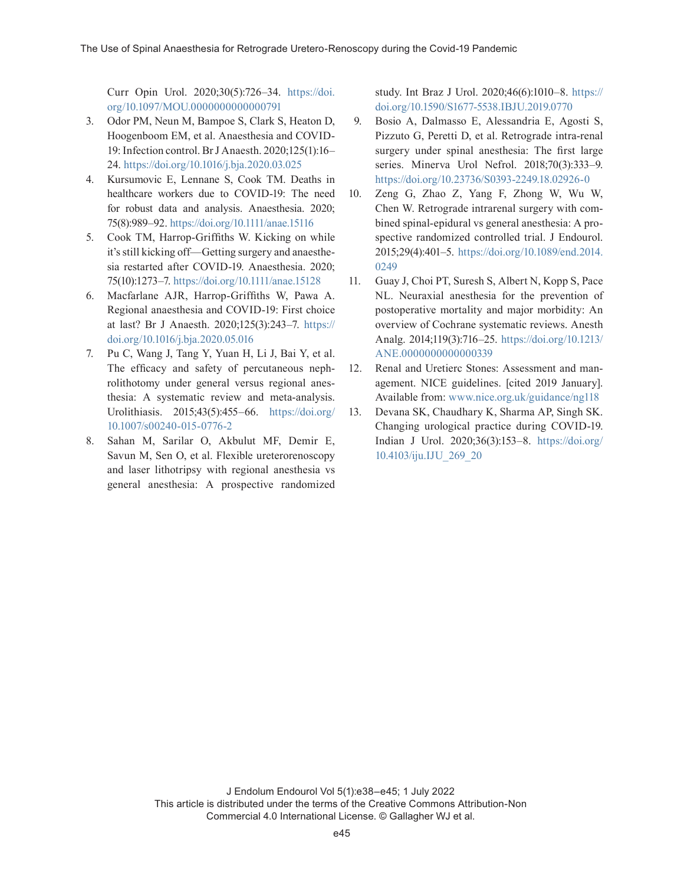Curr Opin Urol. 2020;30(5):726–34. https://doi.org/10.1097/MOU.0000000000000791

3. Odor PM, Neun M, Bampoe S, Clark S, Heaton D, Hoogenboom EM, et al. Anaesthesia and COVID-19: Infection control. Br J Anaesth. 2020;125(1):16–24. https://doi.org/10.1016/j.bja.2020.03.025
4. Kursumovic E, Lennane S, Cook TM. Deaths in healthcare workers due to COVID-19: The need for robust data and analysis. Anaesthesia. 2020; 75(8):989–92. https://doi.org/10.1111/anae.15116
5. Cook TM, Harrop-Griffiths W. Kicking on while it's still kicking off—Getting surgery and anaesthesia restarted after COVID-19. Anaesthesia. 2020; 75(10):1273–7. https://doi.org/10.1111/anae.15128
6. Macfarlane AJR, Harrop-Griffiths W, Pawa A. Regional anaesthesia and COVID-19: First choice at last? Br J Anaesth. 2020;125(3):243–7. https://doi.org/10.1016/j.bja.2020.05.016
7. Pu C, Wang J, Tang Y, Yuan H, Li J, Bai Y, et al. The efficacy and safety of percutaneous nephrolithotomy under general versus regional anesthesia: A systematic review and meta-analysis. Urolithiasis. 2015;43(5):455–66. https://doi.org/10.1007/s00240-015-0776-2
8. Sahan M, Sarilar O, Akbulut MF, Demir E, Savun M, Sen O, et al. Flexible ureterorenoscopy and laser lithotripsy with regional anesthesia vs general anesthesia: A prospective randomized study. Int Braz J Urol. 2020;46(6):1010–8. https://doi.org/10.1590/S1677-5538.IBJU.2019.0770
9. Bosio A, Dalmasso E, Alessandria E, Agosti S, Pizzuto G, Peretti D, et al. Retrograde intra-renal surgery under spinal anesthesia: The first large series. Minerva Urol Nefrol. 2018;70(3):333–9. https://doi.org/10.23736/S0393-2249.18.02926-0
10. Zeng G, Zhao Z, Yang F, Zhong W, Wu W, Chen W. Retrograde intrarenal surgery with combined spinal-epidural vs general anesthesia: A prospective randomized controlled trial. J Endourol. 2015;29(4):401–5. https://doi.org/10.1089/end.2014.0249
11. Guay J, Choi PT, Suresh S, Albert N, Kopp S, Pace NL. Neuraxial anesthesia for the prevention of postoperative mortality and major morbidity: An overview of Cochrane systematic reviews. Anesth Analg. 2014;119(3):716–25. https://doi.org/10.1213/ANE.0000000000000339
12. Renal and Uretierc Stones: Assessment and management. NICE guidelines. [cited 2019 January]. Available from: www.nice.org.uk/guidance/ng118
13. Devana SK, Chaudhary K, Sharma AP, Singh SK. Changing urological practice during COVID-19. Indian J Urol. 2020;36(3):153–8. https://doi.org/10.4103/iju.IJU_269_20

This article is distributed under the terms of the Creative Commons Attribution-Non Commercial 4.0 International License. © Gallagher WJ et al.